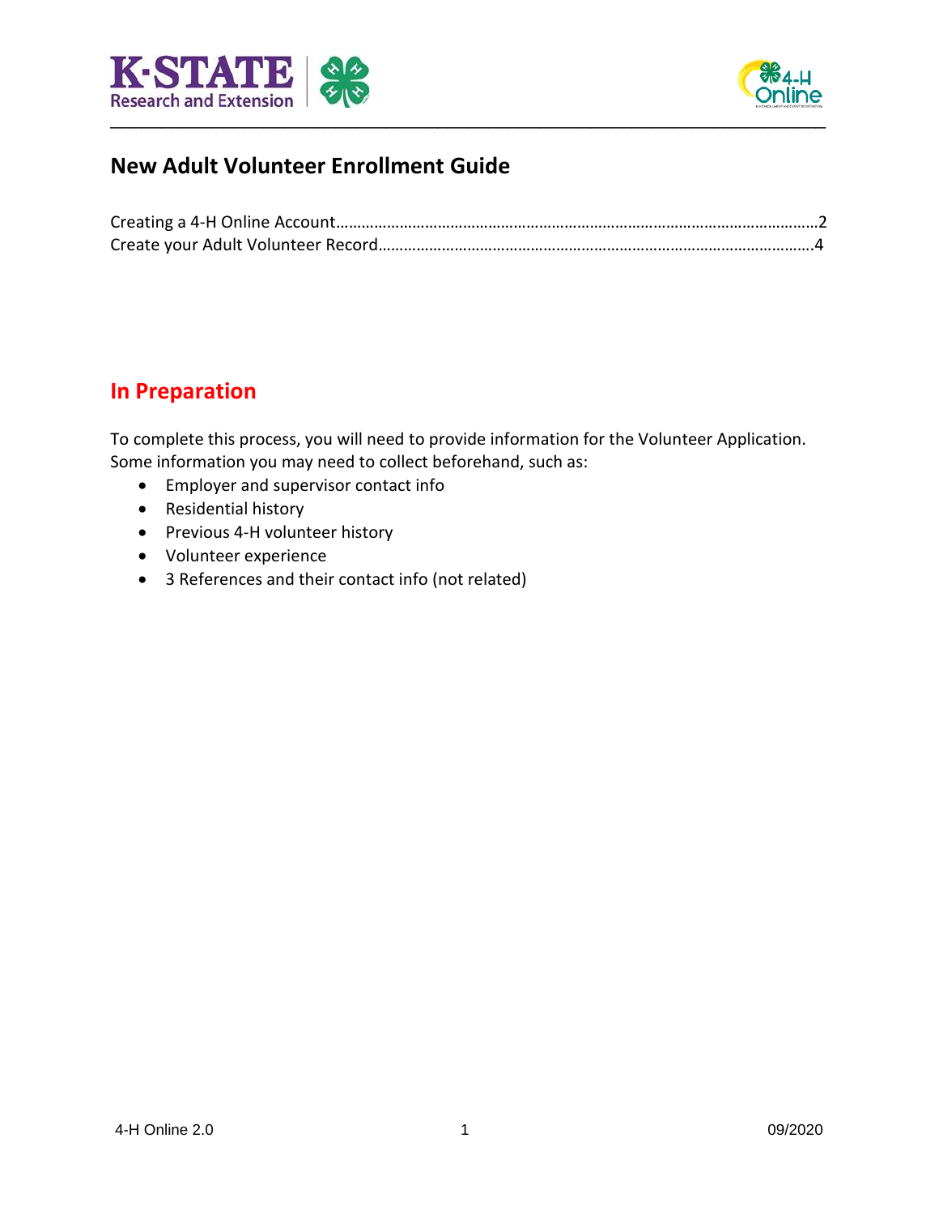# New Adult Volunteer Enrollment Guide

Creating a 4-H Online Account……………………………………………………………………………………………2
Create your Adult Volunteer Record……………………………………………………………………………………4

## In Preparation

To complete this process, you will need to provide information for the Volunteer Application. Some information you may need to collect beforehand, such as:

- Employer and supervisor contact info
- Residential history
- Previous 4-H volunteer history
- Volunteer experience
- 3 References and their contact info (not related)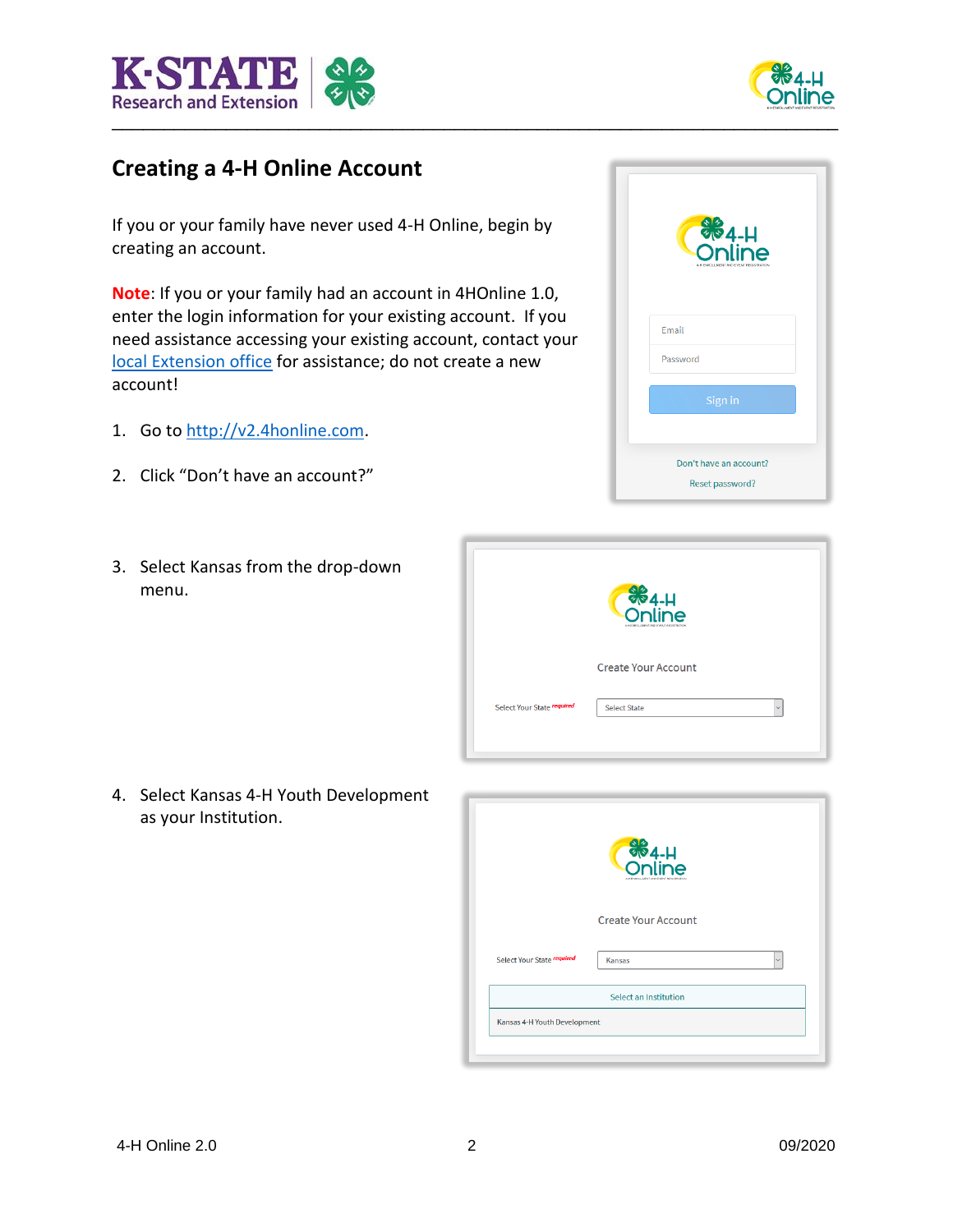## Creating a 4-H Online Account

If you or your family have never used 4-H Online, begin by creating an account.

**Note**: If you or your family had an account in 4HOnline 1.0, enter the login information for your existing account. If you need assistance accessing your existing account, contact your local Extension office for assistance; do not create a new account!

1. Go to http://v2.4honline.com.
2. Click "Don't have an account?"
3. Select Kansas from the drop-down menu.
4. Select Kansas 4-H Youth Development as your Institution.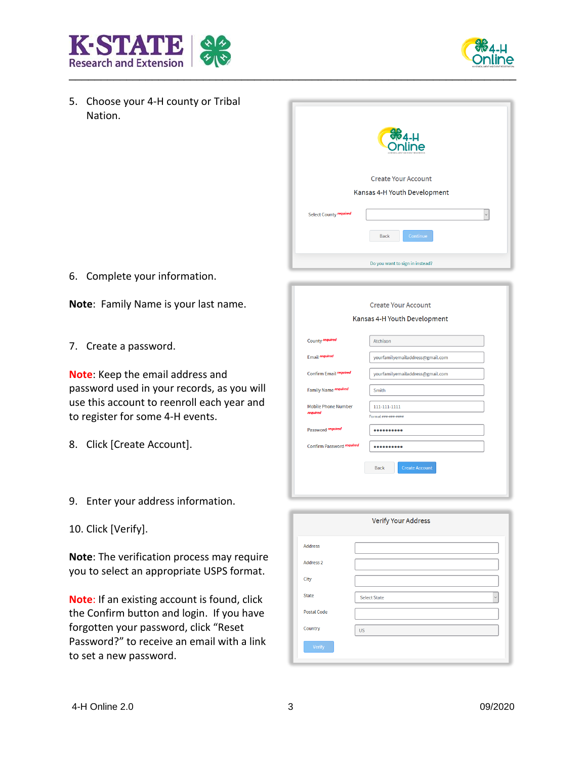5. Choose your 4-H county or Tribal Nation.

6. Complete your information.

**Note**: Family Name is your last name.

7. Create a password.

**Note**: Keep the email address and password used in your records, as you will use this account to reenroll each year and to register for some 4-H events.

8. Click [Create Account].

9. Enter your address information.

10. Click [Verify].

**Note**: The verification process may require you to select an appropriate USPS format.

**Note**: If an existing account is found, click the Confirm button and login. If you have forgotten your password, click "Reset Password?" to receive an email with a link to set a new password.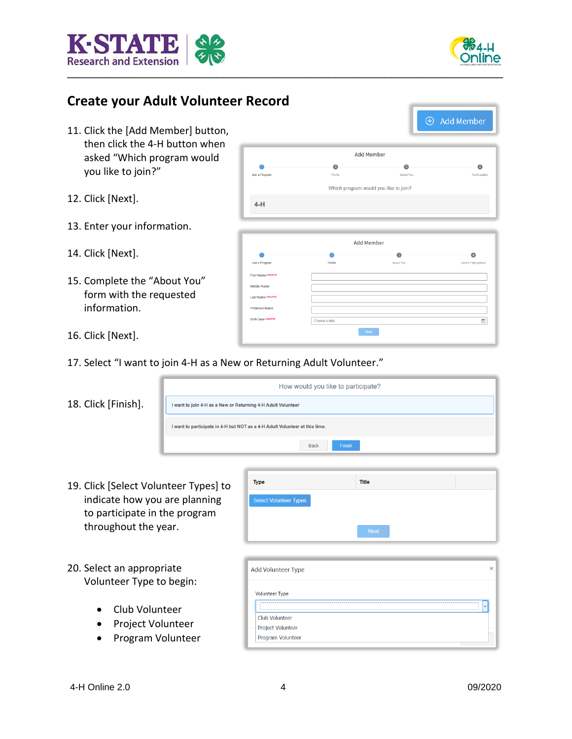## Create your Adult Volunteer Record

11. Click the [Add Member] button, then click the 4-H button when asked "Which program would you like to join?"

12. Click [Next].

13. Enter your information.

14. Click [Next].

15. Complete the "About You" form with the requested information.

16. Click [Next].

17. Select "I want to join 4-H as a New or Returning Adult Volunteer."

18. Click [Finish].

19. Click [Select Volunteer Types] to indicate how you are planning to participate in the program throughout the year.

20. Select an appropriate Volunteer Type to begin:

- Club Volunteer
- Project Volunteer
- Program Volunteer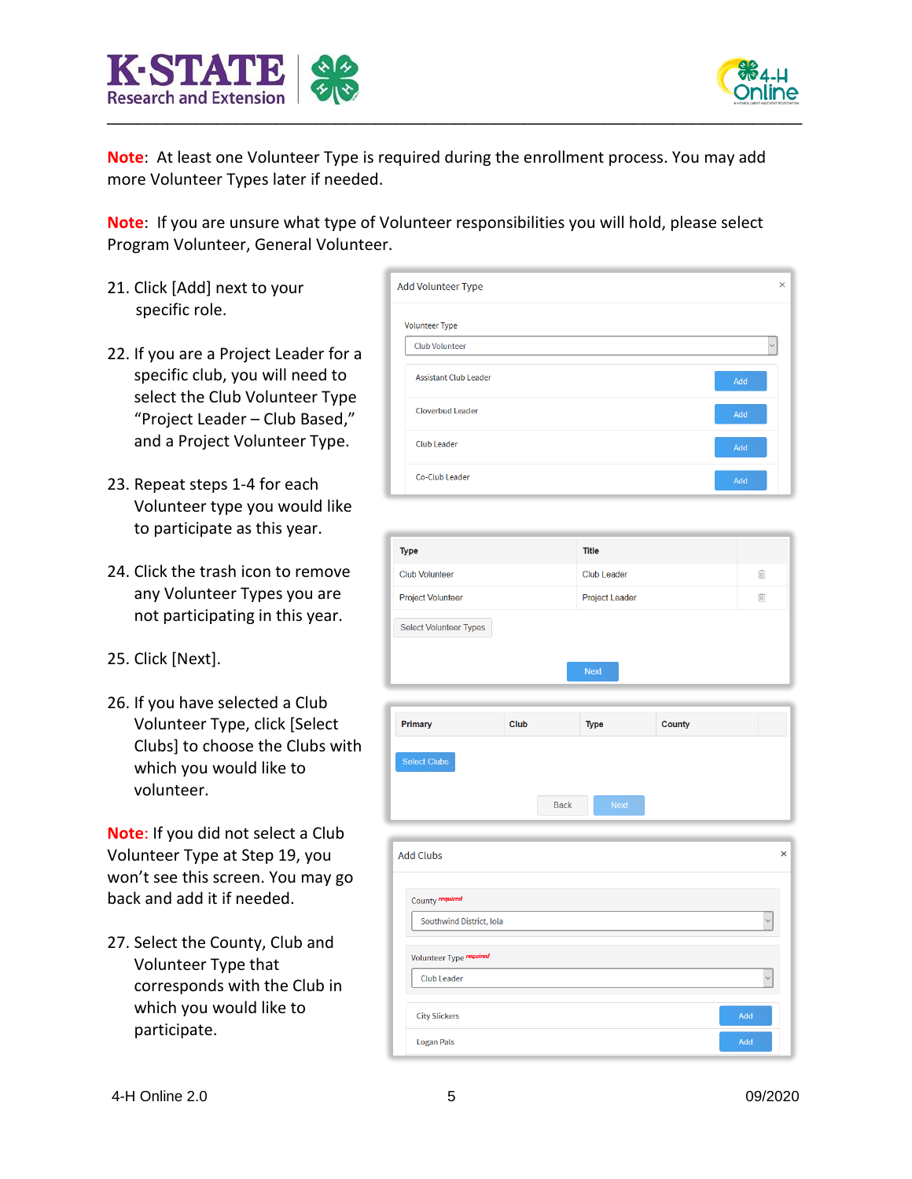**Note**: At least one Volunteer Type is required during the enrollment process. You may add more Volunteer Types later if needed.

**Note**: If you are unsure what type of Volunteer responsibilities you will hold, please select Program Volunteer, General Volunteer.

21. Click [Add] next to your specific role.

22. If you are a Project Leader for a specific club, you will need to select the Club Volunteer Type “Project Leader – Club Based,” and a Project Volunteer Type.

23. Repeat steps 1-4 for each Volunteer type you would like to participate as this year.

24. Click the trash icon to remove any Volunteer Types you are not participating in this year.

25. Click [Next].

26. If you have selected a Club Volunteer Type, click [Select Clubs] to choose the Clubs with which you would like to volunteer.

**Note**: If you did not select a Club Volunteer Type at Step 19, you won’t see this screen. You may go back and add it if needed.

27. Select the County, Club and Volunteer Type that corresponds with the Club in which you would like to participate.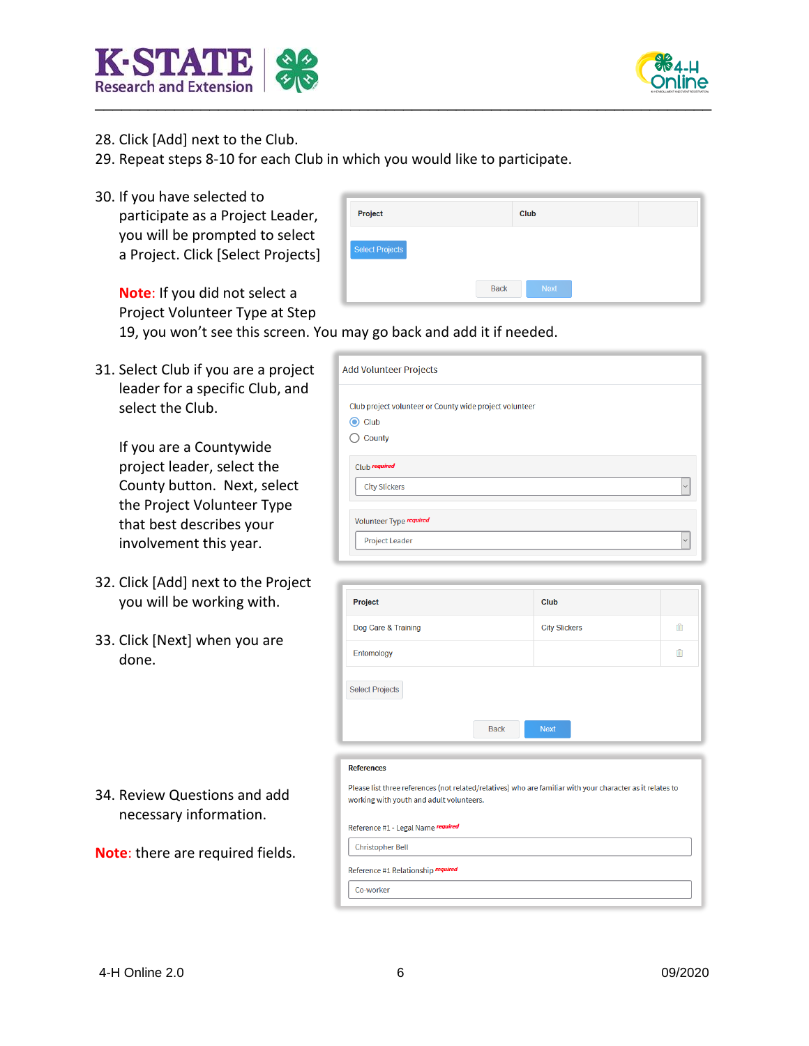28. Click [Add] next to the Club.
29. Repeat steps 8-10 for each Club in which you would like to participate.

30. If you have selected to participate as a Project Leader, you will be prompted to select a Project. Click [Select Projects]

    **Note**: If you did not select a Project Volunteer Type at Step 19, you won't see this screen. You may go back and add it if needed.

31. Select Club if you are a project leader for a specific Club, and select the Club.

    If you are a Countywide project leader, select the County button. Next, select the Project Volunteer Type that best describes your involvement this year.

32. Click [Add] next to the Project you will be working with.

33. Click [Next] when you are done.

34. Review Questions and add necessary information.

**Note**: there are required fields.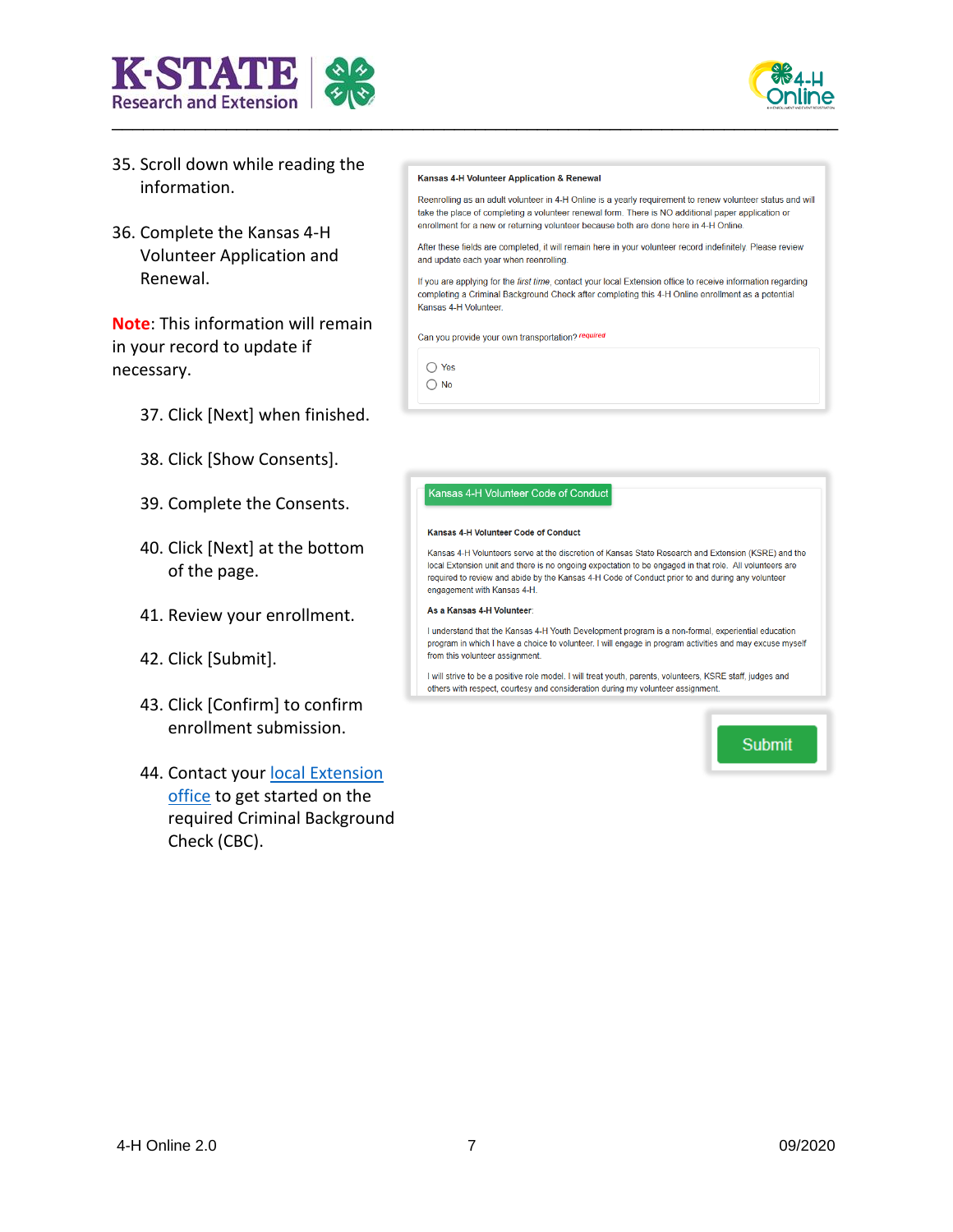35. Scroll down while reading the information.

36. Complete the Kansas 4-H Volunteer Application and Renewal.

**Note**: This information will remain in your record to update if necessary.

37. Click [Next] when finished.

38. Click [Show Consents].

39. Complete the Consents.

40. Click [Next] at the bottom of the page.

41. Review your enrollment.

42. Click [Submit].

43. Click [Confirm] to confirm enrollment submission.

44. Contact your [local Extension office] to get started on the required Criminal Background Check (CBC).

**Kansas 4-H Volunteer Application & Renewal**

Reenrolling as an adult volunteer in 4-H Online is a yearly requirement to renew volunteer status and will take the place of completing a volunteer renewal form. There is NO additional paper application or enrollment for a new or returning volunteer because both are done here in 4-H Online.

After these fields are completed, it will remain here in your volunteer record indefinitely. Please review and update each year when reenrolling.

If you are applying for the *first time*, contact your local Extension office to receive information regarding completing a Criminal Background Check after completing this 4-H Online enrollment as a potential Kansas 4-H Volunteer.

Can you provide your own transportation? *required*

- Yes
- No

Kansas 4-H Volunteer Code of Conduct

**Kansas 4-H Volunteer Code of Conduct**

Kansas 4-H Volunteers serve at the discretion of Kansas State Research and Extension (KSRE) and the local Extension unit and there is no ongoing expectation to be engaged in that role. All volunteers are required to review and abide by the Kansas 4-H Code of Conduct prior to and during any volunteer engagement with Kansas 4-H.

**As a Kansas 4-H Volunteer**:

I understand that the Kansas 4-H Youth Development program is a non-formal, experiential education program in which I have a choice to volunteer. I will engage in program activities and may excuse myself from this volunteer assignment.

I will strive to be a positive role model. I will treat youth, parents, volunteers, KSRE staff, judges and others with respect, courtesy and consideration during my volunteer assignment.

Submit